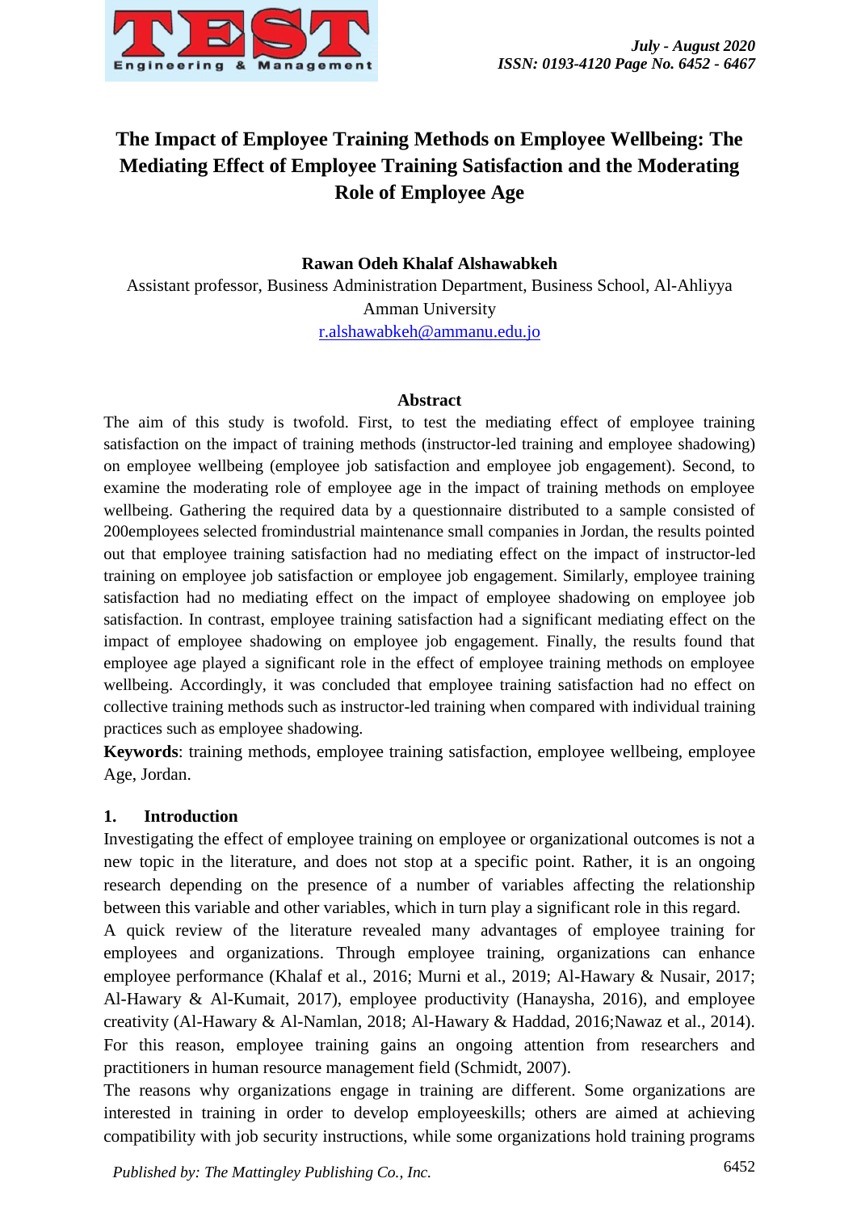# The Impact of Employee Training Methods on Employee Wellbeing: The Mediating Effect of Employee Training Satisfaction and the Moderating Role of Employee Age

**Rawan Odeh Khalaf Alshawabkeh**

Assistant professor, Business Administration Department, Business School, Al-Ahliyya Amman University

r.alshawabkeh@ammanu.edu.jo

## Abstract

The aim of this study is twofold. First, to test the mediating effect of employee training satisfaction on the impact of training methods (instructor-led training and employee shadowing) on employee wellbeing (employee job satisfaction and employee job engagement). Second, to examine the moderating role of employee age in the impact of training methods on employee wellbeing. Gathering the required data by a questionnaire distributed to a sample consisted of 200employees selected fromindustrial maintenance small companies in Jordan, the results pointed out that employee training satisfaction had no mediating effect on the impact of instructor-led training on employee job satisfaction or employee job engagement. Similarly, employee training satisfaction had no mediating effect on the impact of employee shadowing on employee job satisfaction. In contrast, employee training satisfaction had a significant mediating effect on the impact of employee shadowing on employee job engagement. Finally, the results found that employee age played a significant role in the effect of employee training methods on employee wellbeing. Accordingly, it was concluded that employee training satisfaction had no effect on collective training methods such as instructor-led training when compared with individual training practices such as employee shadowing.

**Keywords**: training methods, employee training satisfaction, employee wellbeing, employee Age, Jordan.

## 1. Introduction

Investigating the effect of employee training on employee or organizational outcomes is not a new topic in the literature, and does not stop at a specific point. Rather, it is an ongoing research depending on the presence of a number of variables affecting the relationship between this variable and other variables, which in turn play a significant role in this regard.

A quick review of the literature revealed many advantages of employee training for employees and organizations. Through employee training, organizations can enhance employee performance (Khalaf et al., 2016; Murni et al., 2019; Al-Hawary & Nusair, 2017; Al-Hawary & Al-Kumait, 2017), employee productivity (Hanaysha, 2016), and employee creativity (Al-Hawary & Al-Namlan, 2018; Al-Hawary & Haddad, 2016;Nawaz et al., 2014). For this reason, employee training gains an ongoing attention from researchers and practitioners in human resource management field (Schmidt, 2007).

The reasons why organizations engage in training are different. Some organizations are interested in training in order to develop employeeskills; others are aimed at achieving compatibility with job security instructions, while some organizations hold training programs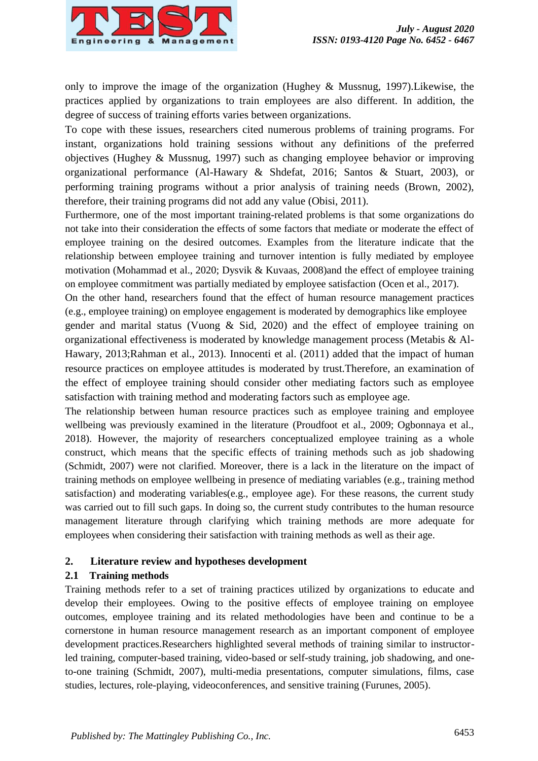only to improve the image of the organization (Hughey & Mussnug, 1997).Likewise, the practices applied by organizations to train employees are also different. In addition, the degree of success of training efforts varies between organizations.

To cope with these issues, researchers cited numerous problems of training programs. For instant, organizations hold training sessions without any definitions of the preferred objectives (Hughey & Mussnug, 1997) such as changing employee behavior or improving organizational performance (Al-Hawary & Shdefat, 2016; Santos & Stuart, 2003), or performing training programs without a prior analysis of training needs (Brown, 2002), therefore, their training programs did not add any value (Obisi, 2011).

Furthermore, one of the most important training-related problems is that some organizations do not take into their consideration the effects of some factors that mediate or moderate the effect of employee training on the desired outcomes. Examples from the literature indicate that the relationship between employee training and turnover intention is fully mediated by employee motivation (Mohammad et al., 2020; Dysvik & Kuvaas, 2008)and the effect of employee training on employee commitment was partially mediated by employee satisfaction (Ocen et al., 2017).

On the other hand, researchers found that the effect of human resource management practices (e.g., employee training) on employee engagement is moderated by demographics like employee gender and marital status (Vuong & Sid, 2020) and the effect of employee training on organizational effectiveness is moderated by knowledge management process (Metabis & Al-Hawary, 2013;Rahman et al., 2013). Innocenti et al. (2011) added that the impact of human resource practices on employee attitudes is moderated by trust.Therefore, an examination of the effect of employee training should consider other mediating factors such as employee satisfaction with training method and moderating factors such as employee age.

The relationship between human resource practices such as employee training and employee wellbeing was previously examined in the literature (Proudfoot et al., 2009; Ogbonnaya et al., 2018). However, the majority of researchers conceptualized employee training as a whole construct, which means that the specific effects of training methods such as job shadowing (Schmidt, 2007) were not clarified. Moreover, there is a lack in the literature on the impact of training methods on employee wellbeing in presence of mediating variables (e.g., training method satisfaction) and moderating variables(e.g., employee age). For these reasons, the current study was carried out to fill such gaps. In doing so, the current study contributes to the human resource management literature through clarifying which training methods are more adequate for employees when considering their satisfaction with training methods as well as their age.

## 2. Literature review and hypotheses development

### 2.1 Training methods

Training methods refer to a set of training practices utilized by organizations to educate and develop their employees. Owing to the positive effects of employee training on employee outcomes, employee training and its related methodologies have been and continue to be a cornerstone in human resource management research as an important component of employee development practices.Researchers highlighted several methods of training similar to instructor-led training, computer-based training, video-based or self-study training, job shadowing, and one-to-one training (Schmidt, 2007), multi-media presentations, computer simulations, films, case studies, lectures, role-playing, videoconferences, and sensitive training (Furunes, 2005).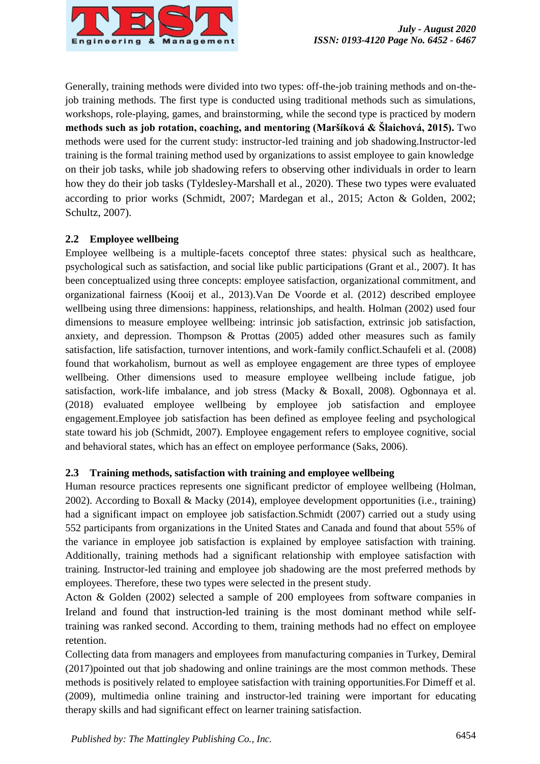Generally, training methods were divided into two types: off-the-job training methods and on-the-job training methods. The first type is conducted using traditional methods such as simulations, workshops, role-playing, games, and brainstorming, while the second type is practiced by modern **methods such as job rotation, coaching, and mentoring (Maršíková & Šlaichová, 2015).** Two methods were used for the current study: instructor-led training and job shadowing.Instructor-led training is the formal training method used by organizations to assist employee to gain knowledge on their job tasks, while job shadowing refers to observing other individuals in order to learn how they do their job tasks (Tyldesley-Marshall et al., 2020). These two types were evaluated according to prior works (Schmidt, 2007; Mardegan et al., 2015; Acton & Golden, 2002; Schultz, 2007).

### 2.2 Employee wellbeing

Employee wellbeing is a multiple-facets conceptof three states: physical such as healthcare, psychological such as satisfaction, and social like public participations (Grant et al., 2007). It has been conceptualized using three concepts: employee satisfaction, organizational commitment, and organizational fairness (Kooij et al., 2013).Van De Voorde et al. (2012) described employee wellbeing using three dimensions: happiness, relationships, and health. Holman (2002) used four dimensions to measure employee wellbeing: intrinsic job satisfaction, extrinsic job satisfaction, anxiety, and depression. Thompson & Prottas (2005) added other measures such as family satisfaction, life satisfaction, turnover intentions, and work-family conflict.Schaufeli et al. (2008) found that workaholism, burnout as well as employee engagement are three types of employee wellbeing. Other dimensions used to measure employee wellbeing include fatigue, job satisfaction, work-life imbalance, and job stress (Macky & Boxall, 2008). Ogbonnaya et al. (2018) evaluated employee wellbeing by employee job satisfaction and employee engagement.Employee job satisfaction has been defined as employee feeling and psychological state toward his job (Schmidt, 2007). Employee engagement refers to employee cognitive, social and behavioral states, which has an effect on employee performance (Saks, 2006).

### 2.3 Training methods, satisfaction with training and employee wellbeing

Human resource practices represents one significant predictor of employee wellbeing (Holman, 2002). According to Boxall & Macky (2014), employee development opportunities (i.e., training) had a significant impact on employee job satisfaction.Schmidt (2007) carried out a study using 552 participants from organizations in the United States and Canada and found that about 55% of the variance in employee job satisfaction is explained by employee satisfaction with training. Additionally, training methods had a significant relationship with employee satisfaction with training. Instructor-led training and employee job shadowing are the most preferred methods by employees. Therefore, these two types were selected in the present study.

Acton & Golden (2002) selected a sample of 200 employees from software companies in Ireland and found that instruction-led training is the most dominant method while self-training was ranked second. According to them, training methods had no effect on employee retention.

Collecting data from managers and employees from manufacturing companies in Turkey, Demiral (2017)pointed out that job shadowing and online trainings are the most common methods. These methods is positively related to employee satisfaction with training opportunities.For Dimeff et al. (2009), multimedia online training and instructor-led training were important for educating therapy skills and had significant effect on learner training satisfaction.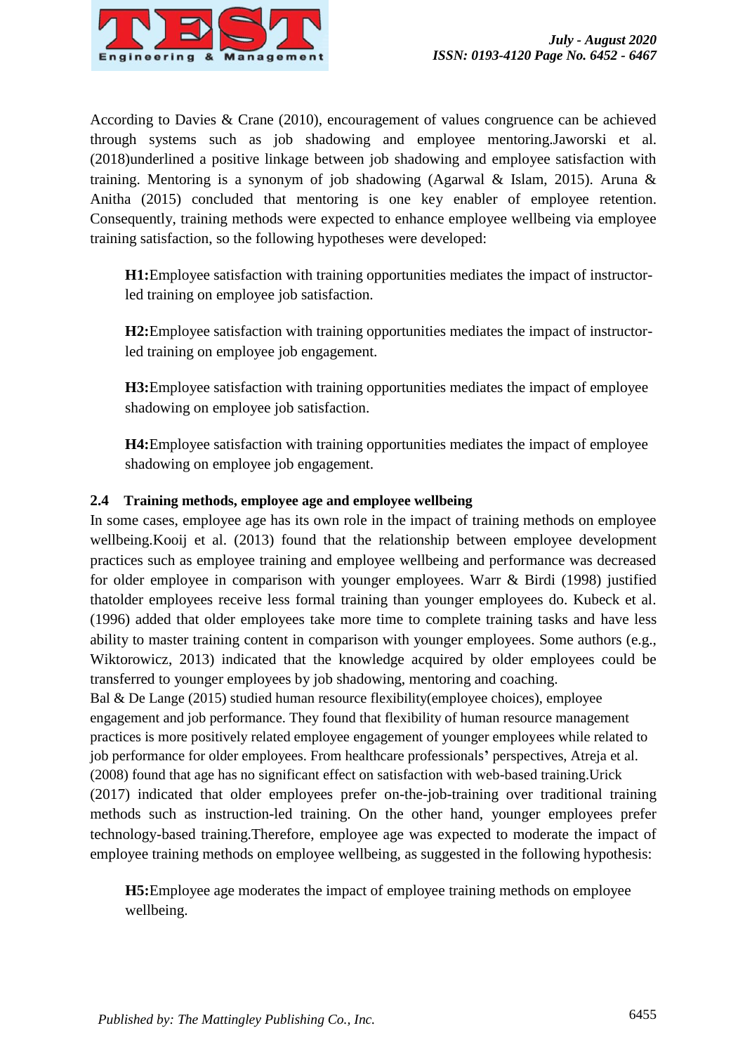According to Davies & Crane (2010), encouragement of values congruence can be achieved through systems such as job shadowing and employee mentoring.Jaworski et al. (2018)underlined a positive linkage between job shadowing and employee satisfaction with training. Mentoring is a synonym of job shadowing (Agarwal & Islam, 2015). Aruna & Anitha (2015) concluded that mentoring is one key enabler of employee retention. Consequently, training methods were expected to enhance employee wellbeing via employee training satisfaction, so the following hypotheses were developed:

**H1:**Employee satisfaction with training opportunities mediates the impact of instructor-led training on employee job satisfaction.

**H2:**Employee satisfaction with training opportunities mediates the impact of instructor-led training on employee job engagement.

**H3:**Employee satisfaction with training opportunities mediates the impact of employee shadowing on employee job satisfaction.

**H4:**Employee satisfaction with training opportunities mediates the impact of employee shadowing on employee job engagement.

### 2.4 Training methods, employee age and employee wellbeing

In some cases, employee age has its own role in the impact of training methods on employee wellbeing.Kooij et al. (2013) found that the relationship between employee development practices such as employee training and employee wellbeing and performance was decreased for older employee in comparison with younger employees. Warr & Birdi (1998) justified thatolder employees receive less formal training than younger employees do. Kubeck et al. (1996) added that older employees take more time to complete training tasks and have less ability to master training content in comparison with younger employees. Some authors (e.g., Wiktorowicz, 2013) indicated that the knowledge acquired by older employees could be transferred to younger employees by job shadowing, mentoring and coaching.

Bal & De Lange (2015) studied human resource flexibility(employee choices), employee engagement and job performance. They found that flexibility of human resource management practices is more positively related employee engagement of younger employees while related to job performance for older employees. From healthcare professionals' perspectives, Atreja et al. (2008) found that age has no significant effect on satisfaction with web-based training.Urick (2017) indicated that older employees prefer on-the-job-training over traditional training methods such as instruction-led training. On the other hand, younger employees prefer technology-based training.Therefore, employee age was expected to moderate the impact of employee training methods on employee wellbeing, as suggested in the following hypothesis:

**H5:**Employee age moderates the impact of employee training methods on employee wellbeing.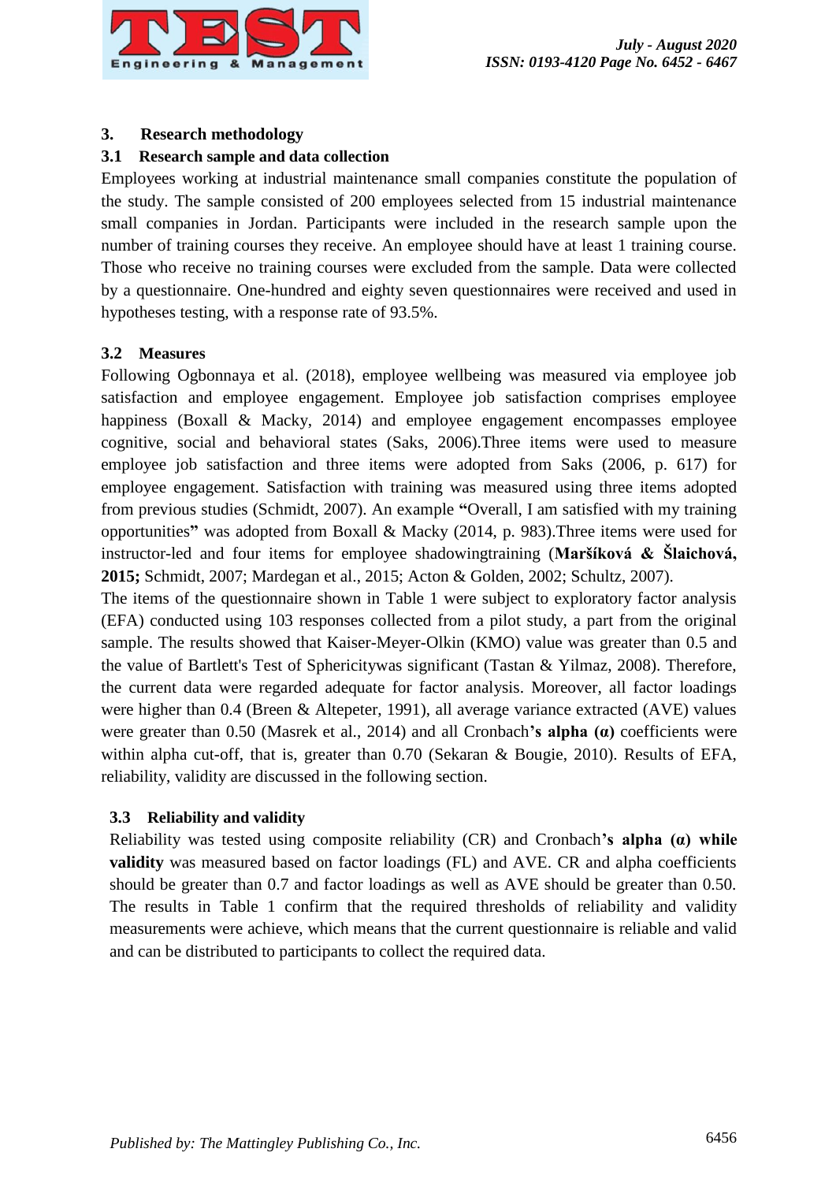## 3. Research methodology

### 3.1 Research sample and data collection

Employees working at industrial maintenance small companies constitute the population of the study. The sample consisted of 200 employees selected from 15 industrial maintenance small companies in Jordan. Participants were included in the research sample upon the number of training courses they receive. An employee should have at least 1 training course. Those who receive no training courses were excluded from the sample. Data were collected by a questionnaire. One-hundred and eighty seven questionnaires were received and used in hypotheses testing, with a response rate of 93.5%.

### 3.2 Measures

Following Ogbonnaya et al. (2018), employee wellbeing was measured via employee job satisfaction and employee engagement. Employee job satisfaction comprises employee happiness (Boxall & Macky, 2014) and employee engagement encompasses employee cognitive, social and behavioral states (Saks, 2006).Three items were used to measure employee job satisfaction and three items were adopted from Saks (2006, p. 617) for employee engagement. Satisfaction with training was measured using three items adopted from previous studies (Schmidt, 2007). An example **"**Overall, I am satisfied with my training opportunities**"** was adopted from Boxall & Macky (2014, p. 983).Three items were used for instructor-led and four items for employee shadowingtraining (**Maršíková & Šlaichová, 2015;** Schmidt, 2007; Mardegan et al., 2015; Acton & Golden, 2002; Schultz, 2007).

The items of the questionnaire shown in Table 1 were subject to exploratory factor analysis (EFA) conducted using 103 responses collected from a pilot study, a part from the original sample. The results showed that Kaiser-Meyer-Olkin (KMO) value was greater than 0.5 and the value of Bartlett's Test of Sphericitywas significant (Tastan & Yilmaz, 2008). Therefore, the current data were regarded adequate for factor analysis. Moreover, all factor loadings were higher than 0.4 (Breen & Altepeter, 1991), all average variance extracted (AVE) values were greater than 0.50 (Masrek et al., 2014) and all Cronbach**'s alpha (α)** coefficients were within alpha cut-off, that is, greater than 0.70 (Sekaran & Bougie, 2010). Results of EFA, reliability, validity are discussed in the following section.

### 3.3 Reliability and validity

Reliability was tested using composite reliability (CR) and Cronbach**'s alpha (α) while validity** was measured based on factor loadings (FL) and AVE. CR and alpha coefficients should be greater than 0.7 and factor loadings as well as AVE should be greater than 0.50. The results in Table 1 confirm that the required thresholds of reliability and validity measurements were achieve, which means that the current questionnaire is reliable and valid and can be distributed to participants to collect the required data.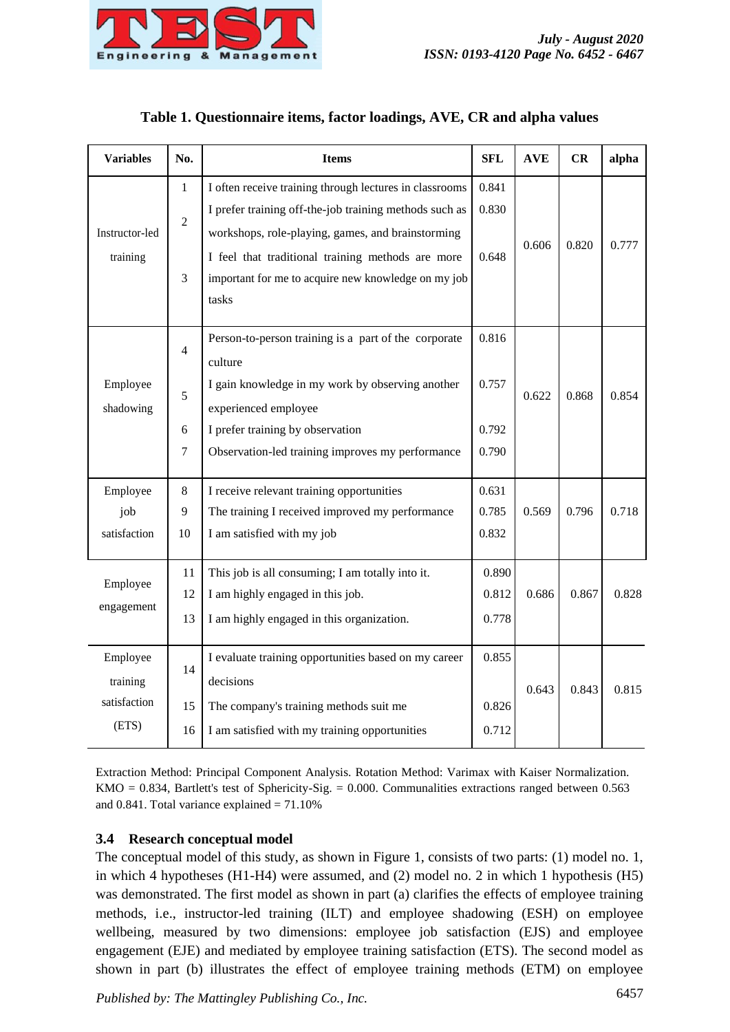**Table 1. Questionnaire items, factor loadings, AVE, CR and alpha values**

| Variables | No. | Items | SFL | AVE | CR | alpha |
|---|---|---|---|---|---|---|
| Instructor-led training | 1 | I often receive training through lectures in classrooms | 0.841 | 0.606 | 0.820 | 0.777 |
| | 2 | I prefer training off-the-job training methods such as workshops, role-playing, games, and brainstorming | 0.830 | | | |
| | 3 | I feel that traditional training methods are more important for me to acquire new knowledge on my job tasks | 0.648 | | | |
| Employee shadowing | 4 | Person-to-person training is a part of the corporate culture | 0.816 | 0.622 | 0.868 | 0.854 |
| | 5 | I gain knowledge in my work by observing another experienced employee | 0.757 | | | |
| | 6 | I prefer training by observation | 0.792 | | | |
| | 7 | Observation-led training improves my performance | 0.790 | | | |
| Employee job satisfaction | 8 | I receive relevant training opportunities | 0.631 | 0.569 | 0.796 | 0.718 |
| | 9 | The training I received improved my performance | 0.785 | | | |
| | 10 | I am satisfied with my job | 0.832 | | | |
| Employee engagement | 11 | This job is all consuming; I am totally into it. | 0.890 | 0.686 | 0.867 | 0.828 |
| | 12 | I am highly engaged in this job. | 0.812 | | | |
| | 13 | I am highly engaged in this organization. | 0.778 | | | |
| Employee training satisfaction (ETS) | 14 | I evaluate training opportunities based on my career decisions | 0.855 | 0.643 | 0.843 | 0.815 |
| | 15 | The company's training methods suit me | 0.826 | | | |
| | 16 | I am satisfied with my training opportunities | 0.712 | | | |

Extraction Method: Principal Component Analysis. Rotation Method: Varimax with Kaiser Normalization. KMO = 0.834, Bartlett's test of Sphericity-Sig. = 0.000. Communalities extractions ranged between 0.563 and 0.841. Total variance explained = 71.10%

### 3.4 Research conceptual model

The conceptual model of this study, as shown in Figure 1, consists of two parts: (1) model no. 1, in which 4 hypotheses (H1-H4) were assumed, and (2) model no. 2 in which 1 hypothesis (H5) was demonstrated. The first model as shown in part (a) clarifies the effects of employee training methods, i.e., instructor-led training (ILT) and employee shadowing (ESH) on employee wellbeing, measured by two dimensions: employee job satisfaction (EJS) and employee engagement (EJE) and mediated by employee training satisfaction (ETS). The second model as shown in part (b) illustrates the effect of employee training methods (ETM) on employee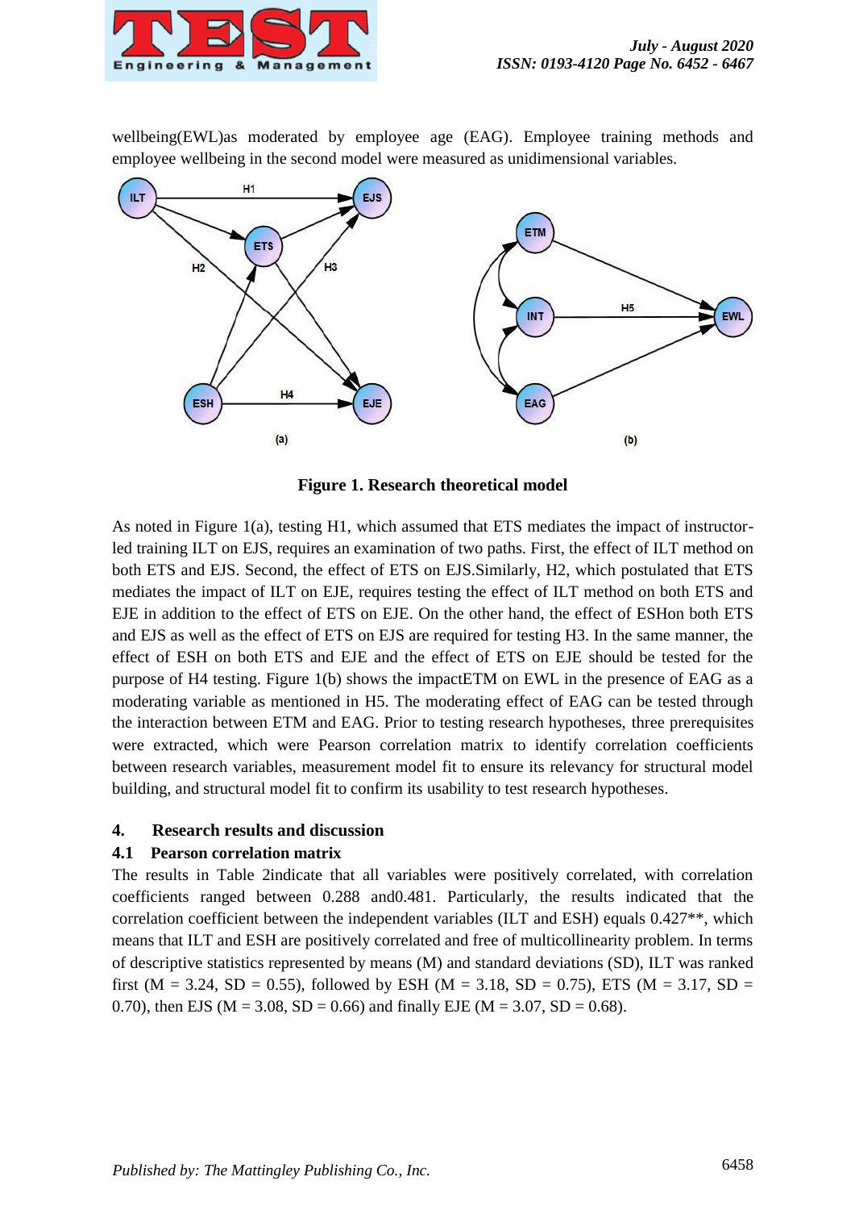wellbeing(EWL)as moderated by employee age (EAG). Employee training methods and employee wellbeing in the second model were measured as unidimensional variables.

**Figure 1. Research theoretical model**

As noted in Figure 1(a), testing H1, which assumed that ETS mediates the impact of instructor-led training ILT on EJS, requires an examination of two paths. First, the effect of ILT method on both ETS and EJS. Second, the effect of ETS on EJS.Similarly, H2, which postulated that ETS mediates the impact of ILT on EJE, requires testing the effect of ILT method on both ETS and EJE in addition to the effect of ETS on EJE. On the other hand, the effect of ESHon both ETS and EJS as well as the effect of ETS on EJS are required for testing H3. In the same manner, the effect of ESH on both ETS and EJE and the effect of ETS on EJE should be tested for the purpose of H4 testing. Figure 1(b) shows the impactETM on EWL in the presence of EAG as a moderating variable as mentioned in H5. The moderating effect of EAG can be tested through the interaction between ETM and EAG. Prior to testing research hypotheses, three prerequisites were extracted, which were Pearson correlation matrix to identify correlation coefficients between research variables, measurement model fit to ensure its relevancy for structural model building, and structural model fit to confirm its usability to test research hypotheses.

## 4. Research results and discussion

### 4.1 Pearson correlation matrix

The results in Table 2indicate that all variables were positively correlated, with correlation coefficients ranged between 0.288 and0.481. Particularly, the results indicated that the correlation coefficient between the independent variables (ILT and ESH) equals 0.427**, which means that ILT and ESH are positively correlated and free of multicollinearity problem. In terms of descriptive statistics represented by means (M) and standard deviations (SD), ILT was ranked first (M = 3.24, SD = 0.55), followed by ESH (M = 3.18, SD = 0.75), ETS (M = 3.17, SD = 0.70), then EJS (M = 3.08, SD = 0.66) and finally EJE (M = 3.07, SD = 0.68).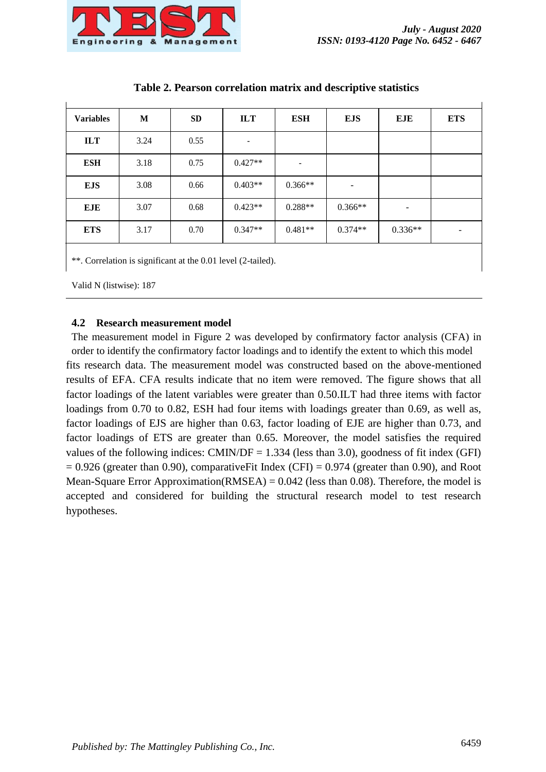**Table 2. Pearson correlation matrix and descriptive statistics**

| Variables | M | SD | ILT | ESH | EJS | EJE | ETS |
|---|---|---|---|---|---|---|---|
| **ILT** | 3.24 | 0.55 | - | | | | |
| **ESH** | 3.18 | 0.75 | 0.427** | - | | | |
| **EJS** | 3.08 | 0.66 | 0.403** | 0.366** | - | | |
| **EJE** | 3.07 | 0.68 | 0.423** | 0.288** | 0.366** | - | |
| **ETS** | 3.17 | 0.70 | 0.347** | 0.481** | 0.374** | 0.336** | - |

**. Correlation is significant at the 0.01 level (2-tailed).

Valid N (listwise): 187

### 4.2 Research measurement model

The measurement model in Figure 2 was developed by confirmatory factor analysis (CFA) in order to identify the confirmatory factor loadings and to identify the extent to which this model fits research data. The measurement model was constructed based on the above-mentioned results of EFA. CFA results indicate that no item were removed. The figure shows that all factor loadings of the latent variables were greater than 0.50.ILT had three items with factor loadings from 0.70 to 0.82, ESH had four items with loadings greater than 0.69, as well as, factor loadings of EJS are higher than 0.63, factor loading of EJE are higher than 0.73, and factor loadings of ETS are greater than 0.65. Moreover, the model satisfies the required values of the following indices: CMIN/DF = 1.334 (less than 3.0), goodness of fit index (GFI) = 0.926 (greater than 0.90), comparativeFit Index (CFI) = 0.974 (greater than 0.90), and Root Mean-Square Error Approximation(RMSEA) = 0.042 (less than 0.08). Therefore, the model is accepted and considered for building the structural research model to test research hypotheses.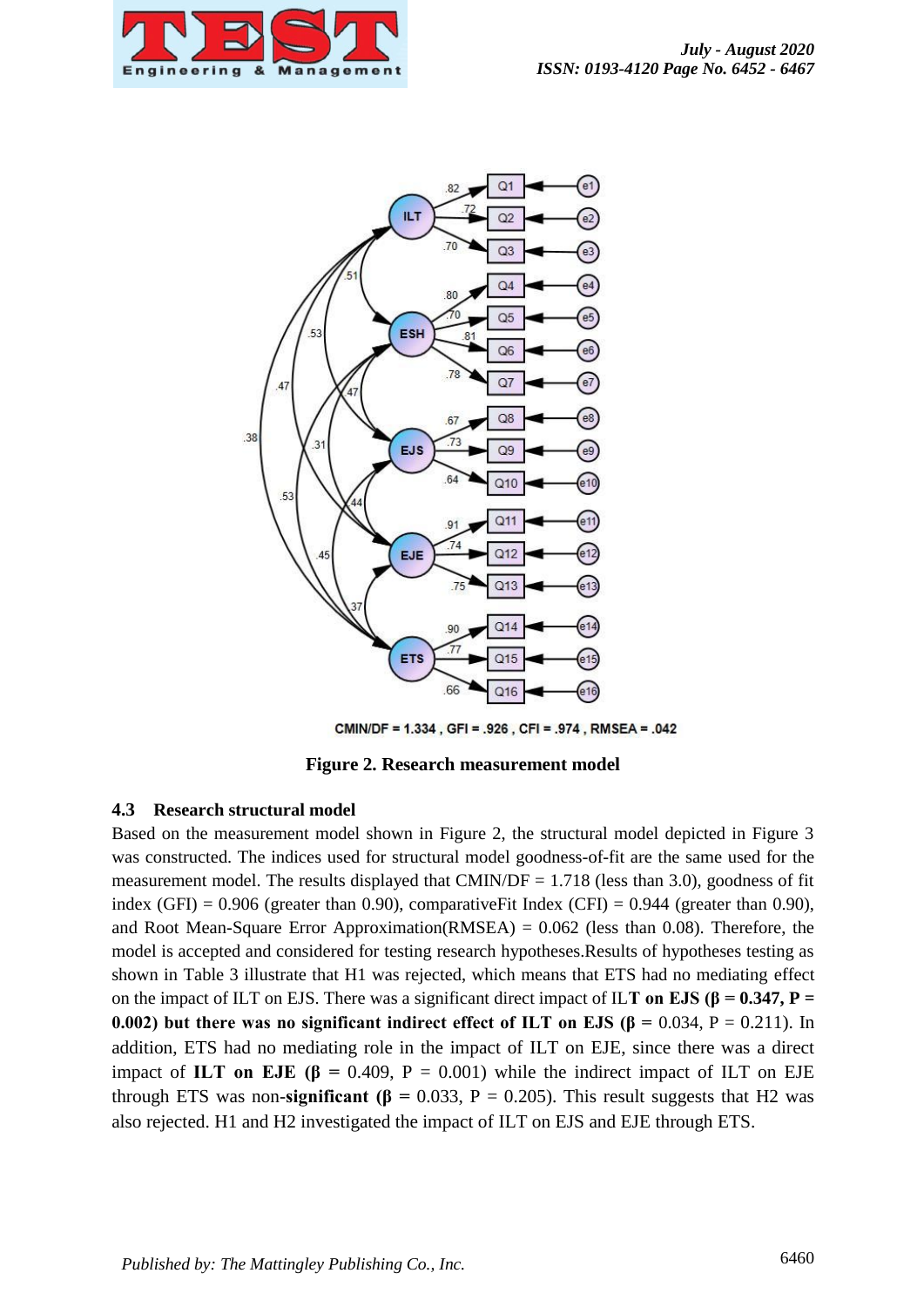CMIN/DF = 1.334 , GFI = .926 , CFI = .974 , RMSEA = .042

**Figure 2. Research measurement model**

### 4.3 Research structural model

Based on the measurement model shown in Figure 2, the structural model depicted in Figure 3 was constructed. The indices used for structural model goodness-of-fit are the same used for the measurement model. The results displayed that CMIN/DF = 1.718 (less than 3.0), goodness of fit index (GFI) = 0.906 (greater than 0.90), comparativeFit Index (CFI) = 0.944 (greater than 0.90), and Root Mean-Square Error Approximation(RMSEA) = 0.062 (less than 0.08). Therefore, the model is accepted and considered for testing research hypotheses.Results of hypotheses testing as shown in Table 3 illustrate that H1 was rejected, which means that ETS had no mediating effect on the impact of ILT on EJS. There was a significant direct impact of IL**T on EJS (β = 0.347, P = 0.002) but there was no significant indirect effect of ILT on EJS (β =** 0.034, P = 0.211). In addition, ETS had no mediating role in the impact of ILT on EJE, since there was a direct impact of **ILT on EJE (β =** 0.409, P = 0.001) while the indirect impact of ILT on EJE through ETS was non-**significant (β =** 0.033, P = 0.205). This result suggests that H2 was also rejected. H1 and H2 investigated the impact of ILT on EJS and EJE through ETS.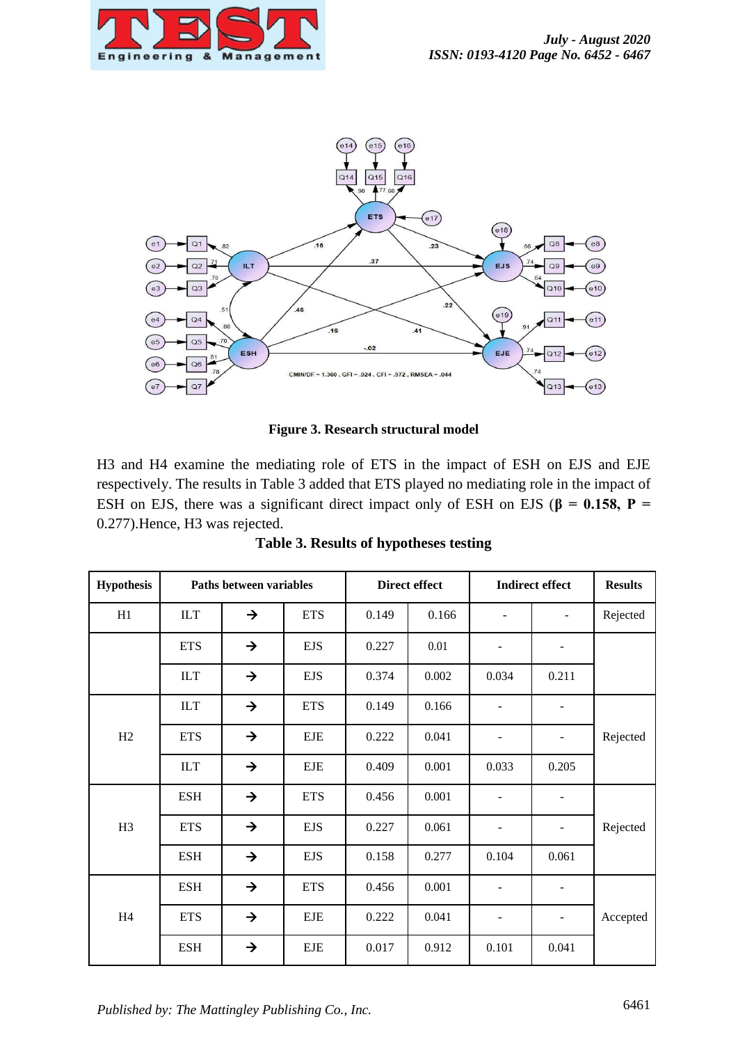Figure 3. Research structural model

H3 and H4 examine the mediating role of ETS in the impact of ESH on EJS and EJE respectively. The results in Table 3 added that ETS played no mediating role in the impact of ESH on EJS, there was a significant direct impact only of ESH on EJS (**β = 0.158, P =** 0.277).Hence, H3 was rejected.

**Table 3. Results of hypotheses testing**

| Hypothesis | Paths between variables | | | Direct effect | | Indirect effect | | Results |
|---|---|---|---|---|---|---|---|---|
| H1 | ILT | → | ETS | 0.149 | 0.166 | - | - | Rejected |
| | ETS | → | EJS | 0.227 | 0.01 | - | - | |
| | ILT | → | EJS | 0.374 | 0.002 | 0.034 | 0.211 | |
| H2 | ILT | → | ETS | 0.149 | 0.166 | - | - | Rejected |
| | ETS | → | EJE | 0.222 | 0.041 | - | - | |
| | ILT | → | EJE | 0.409 | 0.001 | 0.033 | 0.205 | |
| H3 | ESH | → | ETS | 0.456 | 0.001 | - | - | Rejected |
| | ETS | → | EJS | 0.227 | 0.061 | - | - | |
| | ESH | → | EJS | 0.158 | 0.277 | 0.104 | 0.061 | |
| H4 | ESH | → | ETS | 0.456 | 0.001 | - | - | Accepted |
| | ETS | → | EJE | 0.222 | 0.041 | - | - | |
| | ESH | → | EJE | 0.017 | 0.912 | 0.101 | 0.041 | |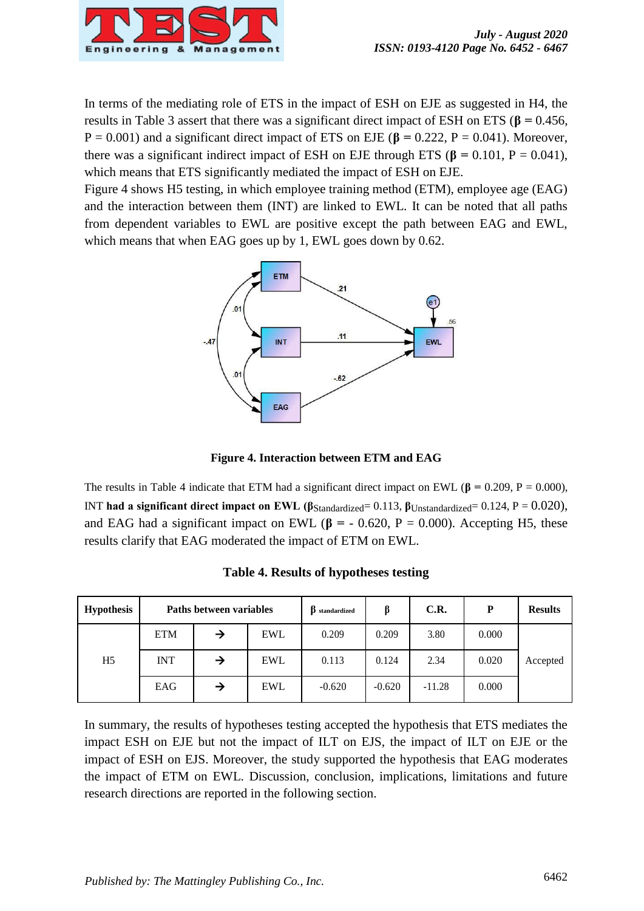In terms of the mediating role of ETS in the impact of ESH on EJE as suggested in H4, the results in Table 3 assert that there was a significant direct impact of ESH on ETS (**β =** 0.456, P = 0.001) and a significant direct impact of ETS on EJE (**β =** 0.222, P = 0.041). Moreover, there was a significant indirect impact of ESH on EJE through ETS (**β =** 0.101, P = 0.041), which means that ETS significantly mediated the impact of ESH on EJE.

Figure 4 shows H5 testing, in which employee training method (ETM), employee age (EAG) and the interaction between them (INT) are linked to EWL. It can be noted that all paths from dependent variables to EWL are positive except the path between EAG and EWL, which means that when EAG goes up by 1, EWL goes down by 0.62.

**Figure 4. Interaction between ETM and EAG**

The results in Table 4 indicate that ETM had a significant direct impact on EWL (**β =** 0.209, P = 0.000), INT **had a significant direct impact on EWL (**$\beta_{Standardized}$= 0.113, $\beta_{Unstandardized}$= 0.124, P = 0.020), and EAG had a significant impact on EWL (**β =** - 0.620, P = 0.000). Accepting H5, these results clarify that EAG moderated the impact of ETM on EWL.

**Table 4. Results of hypotheses testing**

| Hypothesis | Paths between variables | | | β standardized | β | C.R. | P | Results |
|---|---|---|---|---|---|---|---|---|
| H5 | ETM | → | EWL | 0.209 | 0.209 | 3.80 | 0.000 | Accepted |
| | INT | → | EWL | 0.113 | 0.124 | 2.34 | 0.020 | |
| | EAG | → | EWL | -0.620 | -0.620 | -11.28 | 0.000 | |

In summary, the results of hypotheses testing accepted the hypothesis that ETS mediates the impact ESH on EJE but not the impact of ILT on EJS, the impact of ILT on EJE or the impact of ESH on EJS. Moreover, the study supported the hypothesis that EAG moderates the impact of ETM on EWL. Discussion, conclusion, implications, limitations and future research directions are reported in the following section.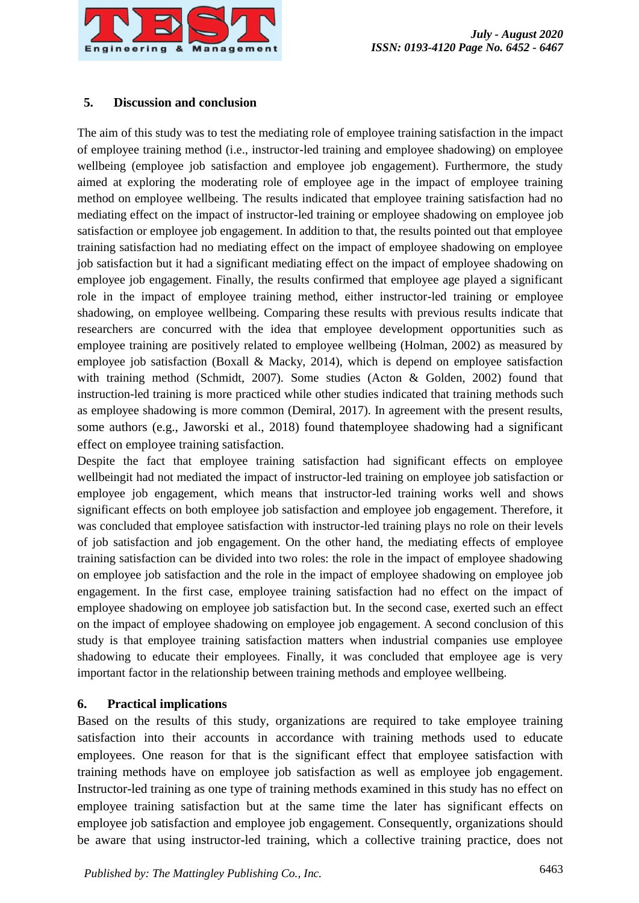## 5. Discussion and conclusion

The aim of this study was to test the mediating role of employee training satisfaction in the impact of employee training method (i.e., instructor-led training and employee shadowing) on employee wellbeing (employee job satisfaction and employee job engagement). Furthermore, the study aimed at exploring the moderating role of employee age in the impact of employee training method on employee wellbeing. The results indicated that employee training satisfaction had no mediating effect on the impact of instructor-led training or employee shadowing on employee job satisfaction or employee job engagement. In addition to that, the results pointed out that employee training satisfaction had no mediating effect on the impact of employee shadowing on employee job satisfaction but it had a significant mediating effect on the impact of employee shadowing on employee job engagement. Finally, the results confirmed that employee age played a significant role in the impact of employee training method, either instructor-led training or employee shadowing, on employee wellbeing. Comparing these results with previous results indicate that researchers are concurred with the idea that employee development opportunities such as employee training are positively related to employee wellbeing (Holman, 2002) as measured by employee job satisfaction (Boxall & Macky, 2014), which is depend on employee satisfaction with training method (Schmidt, 2007). Some studies (Acton & Golden, 2002) found that instruction-led training is more practiced while other studies indicated that training methods such as employee shadowing is more common (Demiral, 2017). In agreement with the present results, some authors (e.g., Jaworski et al., 2018) found thatemployee shadowing had a significant effect on employee training satisfaction.

Despite the fact that employee training satisfaction had significant effects on employee wellbeingit had not mediated the impact of instructor-led training on employee job satisfaction or employee job engagement, which means that instructor-led training works well and shows significant effects on both employee job satisfaction and employee job engagement. Therefore, it was concluded that employee satisfaction with instructor-led training plays no role on their levels of job satisfaction and job engagement. On the other hand, the mediating effects of employee training satisfaction can be divided into two roles: the role in the impact of employee shadowing on employee job satisfaction and the role in the impact of employee shadowing on employee job engagement. In the first case, employee training satisfaction had no effect on the impact of employee shadowing on employee job satisfaction but. In the second case, exerted such an effect on the impact of employee shadowing on employee job engagement. A second conclusion of this study is that employee training satisfaction matters when industrial companies use employee shadowing to educate their employees. Finally, it was concluded that employee age is very important factor in the relationship between training methods and employee wellbeing.

## 6. Practical implications

Based on the results of this study, organizations are required to take employee training satisfaction into their accounts in accordance with training methods used to educate employees. One reason for that is the significant effect that employee satisfaction with training methods have on employee job satisfaction as well as employee job engagement. Instructor-led training as one type of training methods examined in this study has no effect on employee training satisfaction but at the same time the later has significant effects on employee job satisfaction and employee job engagement. Consequently, organizations should be aware that using instructor-led training, which a collective training practice, does not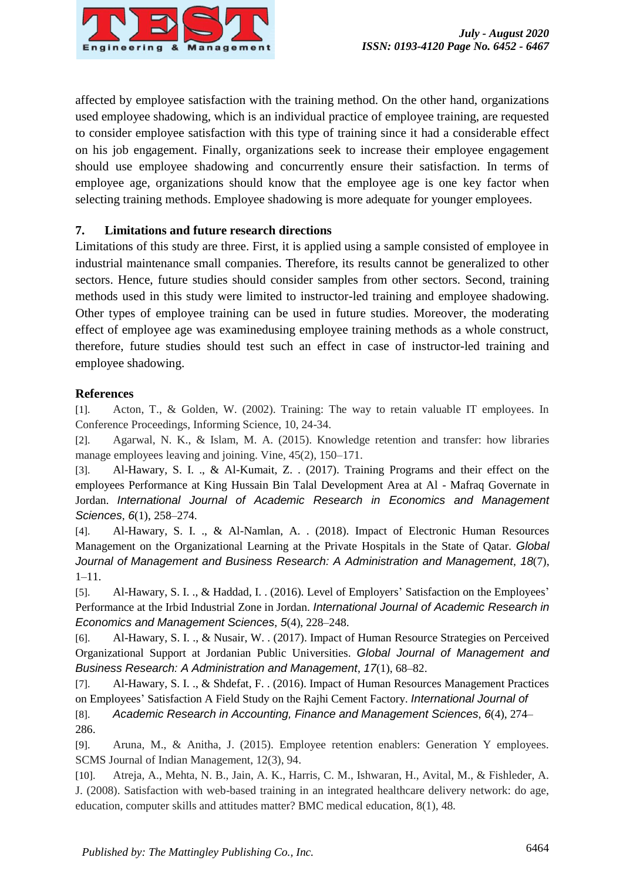affected by employee satisfaction with the training method. On the other hand, organizations used employee shadowing, which is an individual practice of employee training, are requested to consider employee satisfaction with this type of training since it had a considerable effect on his job engagement. Finally, organizations seek to increase their employee engagement should use employee shadowing and concurrently ensure their satisfaction. In terms of employee age, organizations should know that the employee age is one key factor when selecting training methods. Employee shadowing is more adequate for younger employees.

## 7. Limitations and future research directions

Limitations of this study are three. First, it is applied using a sample consisted of employee in industrial maintenance small companies. Therefore, its results cannot be generalized to other sectors. Hence, future studies should consider samples from other sectors. Second, training methods used in this study were limited to instructor-led training and employee shadowing. Other types of employee training can be used in future studies. Moreover, the moderating effect of employee age was examinedusing employee training methods as a whole construct, therefore, future studies should test such an effect in case of instructor-led training and employee shadowing.

## References

[1]. Acton, T., & Golden, W. (2002). Training: The way to retain valuable IT employees. In Conference Proceedings, Informing Science, 10, 24-34.

[2]. Agarwal, N. K., & Islam, M. A. (2015). Knowledge retention and transfer: how libraries manage employees leaving and joining. Vine, 45(2), 150–171.

[3]. Al-Hawary, S. I. ., & Al-Kumait, Z. . (2017). Training Programs and their effect on the employees Performance at King Hussain Bin Talal Development Area at Al - Mafraq Governate in Jordan. *International Journal of Academic Research in Economics and Management Sciences*, *6*(1), 258–274.

[4]. Al-Hawary, S. I. ., & Al-Namlan, A. . (2018). Impact of Electronic Human Resources Management on the Organizational Learning at the Private Hospitals in the State of Qatar. *Global Journal of Management and Business Research: A Administration and Management*, *18*(7), 1–11.

[5]. Al-Hawary, S. I. ., & Haddad, I. . (2016). Level of Employers' Satisfaction on the Employees' Performance at the Irbid Industrial Zone in Jordan. *International Journal of Academic Research in Economics and Management Sciences*, *5*(4), 228–248.

[6]. Al-Hawary, S. I. ., & Nusair, W. . (2017). Impact of Human Resource Strategies on Perceived Organizational Support at Jordanian Public Universities. *Global Journal of Management and Business Research: A Administration and Management*, *17*(1), 68–82.

[7]. Al-Hawary, S. I. ., & Shdefat, F. . (2016). Impact of Human Resources Management Practices on Employees' Satisfaction A Field Study on the Rajhi Cement Factory. *International Journal of*

[8]. *Academic Research in Accounting, Finance and Management Sciences*, *6*(4), 274–286.

[9]. Aruna, M., & Anitha, J. (2015). Employee retention enablers: Generation Y employees. SCMS Journal of Indian Management, 12(3), 94.

[10]. Atreja, A., Mehta, N. B., Jain, A. K., Harris, C. M., Ishwaran, H., Avital, M., & Fishleder, A. J. (2008). Satisfaction with web-based training in an integrated healthcare delivery network: do age, education, computer skills and attitudes matter? BMC medical education, 8(1), 48.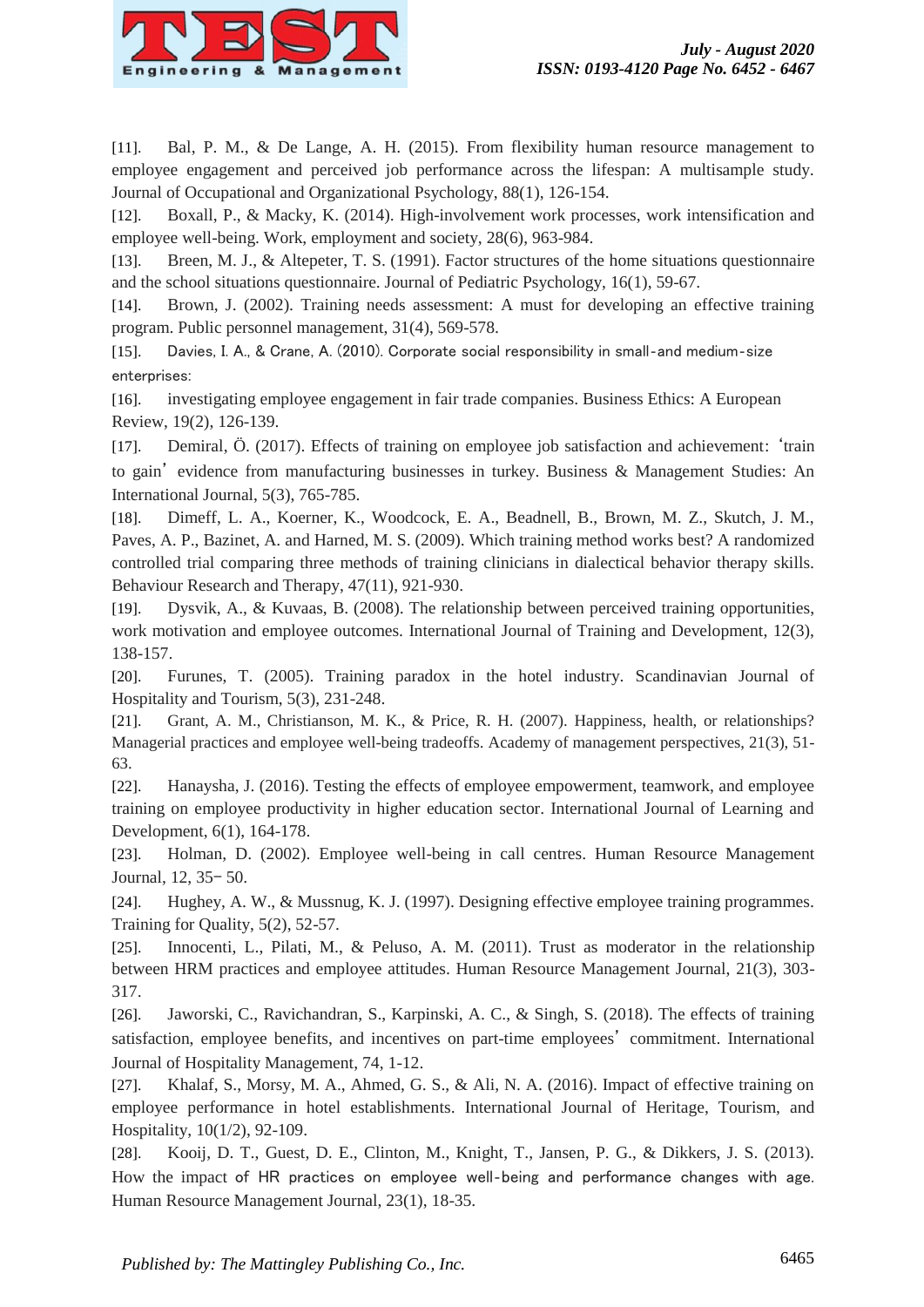[11]. Bal, P. M., & De Lange, A. H. (2015). From flexibility human resource management to employee engagement and perceived job performance across the lifespan: A multisample study. Journal of Occupational and Organizational Psychology, 88(1), 126-154.

[12]. Boxall, P., & Macky, K. (2014). High-involvement work processes, work intensification and employee well-being. Work, employment and society, 28(6), 963-984.

[13]. Breen, M. J., & Altepeter, T. S. (1991). Factor structures of the home situations questionnaire and the school situations questionnaire. Journal of Pediatric Psychology, 16(1), 59-67.

[14]. Brown, J. (2002). Training needs assessment: A must for developing an effective training program. Public personnel management, 31(4), 569-578.

[15]. Davies, I. A., & Crane, A. (2010). Corporate social responsibility in small-and medium-size enterprises:

[16]. investigating employee engagement in fair trade companies. Business Ethics: A European Review, 19(2), 126-139.

[17]. Demiral, Ö. (2017). Effects of training on employee job satisfaction and achievement: 'train to gain' evidence from manufacturing businesses in turkey. Business & Management Studies: An International Journal, 5(3), 765-785.

[18]. Dimeff, L. A., Koerner, K., Woodcock, E. A., Beadnell, B., Brown, M. Z., Skutch, J. M., Paves, A. P., Bazinet, A. and Harned, M. S. (2009). Which training method works best? A randomized controlled trial comparing three methods of training clinicians in dialectical behavior therapy skills. Behaviour Research and Therapy, 47(11), 921-930.

[19]. Dysvik, A., & Kuvaas, B. (2008). The relationship between perceived training opportunities, work motivation and employee outcomes. International Journal of Training and Development, 12(3), 138-157.

[20]. Furunes, T. (2005). Training paradox in the hotel industry. Scandinavian Journal of Hospitality and Tourism, 5(3), 231-248.

[21]. Grant, A. M., Christianson, M. K., & Price, R. H. (2007). Happiness, health, or relationships? Managerial practices and employee well-being tradeoffs. Academy of management perspectives, 21(3), 51-63.

[22]. Hanaysha, J. (2016). Testing the effects of employee empowerment, teamwork, and employee training on employee productivity in higher education sector. International Journal of Learning and Development, 6(1), 164-178.

[23]. Holman, D. (2002). Employee well-being in call centres. Human Resource Management Journal, 12, 35– 50.

[24]. Hughey, A. W., & Mussnug, K. J. (1997). Designing effective employee training programmes. Training for Quality, 5(2), 52-57.

[25]. Innocenti, L., Pilati, M., & Peluso, A. M. (2011). Trust as moderator in the relationship between HRM practices and employee attitudes. Human Resource Management Journal, 21(3), 303-317.

[26]. Jaworski, C., Ravichandran, S., Karpinski, A. C., & Singh, S. (2018). The effects of training satisfaction, employee benefits, and incentives on part-time employees' commitment. International Journal of Hospitality Management, 74, 1-12.

[27]. Khalaf, S., Morsy, M. A., Ahmed, G. S., & Ali, N. A. (2016). Impact of effective training on employee performance in hotel establishments. International Journal of Heritage, Tourism, and Hospitality, 10(1/2), 92-109.

[28]. Kooij, D. T., Guest, D. E., Clinton, M., Knight, T., Jansen, P. G., & Dikkers, J. S. (2013). How the impact of HR practices on employee well-being and performance changes with age. Human Resource Management Journal, 23(1), 18-35.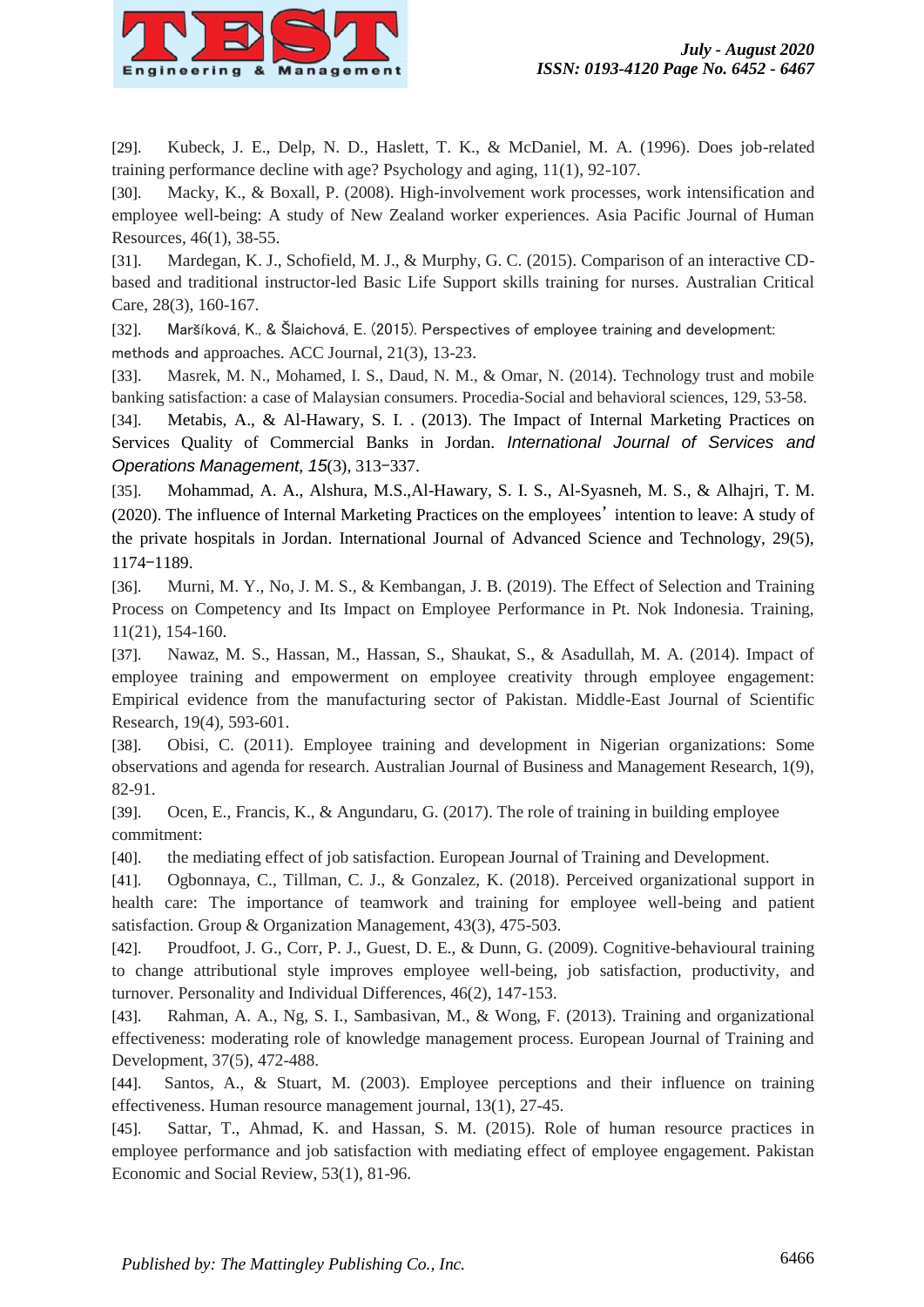[29]. Kubeck, J. E., Delp, N. D., Haslett, T. K., & McDaniel, M. A. (1996). Does job-related training performance decline with age? Psychology and aging, 11(1), 92-107.

[30]. Macky, K., & Boxall, P. (2008). High-involvement work processes, work intensification and employee well-being: A study of New Zealand worker experiences. Asia Pacific Journal of Human Resources, 46(1), 38-55.

[31]. Mardegan, K. J., Schofield, M. J., & Murphy, G. C. (2015). Comparison of an interactive CD-based and traditional instructor-led Basic Life Support skills training for nurses. Australian Critical Care, 28(3), 160-167.

[32]. Maršíková, K., & Šlaichová, E. (2015). Perspectives of employee training and development: methods and approaches. ACC Journal, 21(3), 13-23.

[33]. Masrek, M. N., Mohamed, I. S., Daud, N. M., & Omar, N. (2014). Technology trust and mobile banking satisfaction: a case of Malaysian consumers. Procedia-Social and behavioral sciences, 129, 53-58.

[34]. Metabis, A., & Al-Hawary, S. I. . (2013). The Impact of Internal Marketing Practices on Services Quality of Commercial Banks in Jordan. *International Journal of Services and Operations Management*, *15*(3), 313–337.

[35]. Mohammad, A. A., Alshura, M.S.,Al-Hawary, S. I. S., Al-Syasneh, M. S., & Alhajri, T. M. (2020). The influence of Internal Marketing Practices on the employees' intention to leave: A study of the private hospitals in Jordan. International Journal of Advanced Science and Technology, 29(5), 1174–1189.

[36]. Murni, M. Y., No, J. M. S., & Kembangan, J. B. (2019). The Effect of Selection and Training Process on Competency and Its Impact on Employee Performance in Pt. Nok Indonesia. Training, 11(21), 154-160.

[37]. Nawaz, M. S., Hassan, M., Hassan, S., Shaukat, S., & Asadullah, M. A. (2014). Impact of employee training and empowerment on employee creativity through employee engagement: Empirical evidence from the manufacturing sector of Pakistan. Middle-East Journal of Scientific Research, 19(4), 593-601.

[38]. Obisi, C. (2011). Employee training and development in Nigerian organizations: Some observations and agenda for research. Australian Journal of Business and Management Research, 1(9), 82-91.

[39]. Ocen, E., Francis, K., & Angundaru, G. (2017). The role of training in building employee commitment:

[40]. the mediating effect of job satisfaction. European Journal of Training and Development.

[41]. Ogbonnaya, C., Tillman, C. J., & Gonzalez, K. (2018). Perceived organizational support in health care: The importance of teamwork and training for employee well-being and patient satisfaction. Group & Organization Management, 43(3), 475-503.

[42]. Proudfoot, J. G., Corr, P. J., Guest, D. E., & Dunn, G. (2009). Cognitive-behavioural training to change attributional style improves employee well-being, job satisfaction, productivity, and turnover. Personality and Individual Differences, 46(2), 147-153.

[43]. Rahman, A. A., Ng, S. I., Sambasivan, M., & Wong, F. (2013). Training and organizational effectiveness: moderating role of knowledge management process. European Journal of Training and Development, 37(5), 472-488.

[44]. Santos, A., & Stuart, M. (2003). Employee perceptions and their influence on training effectiveness. Human resource management journal, 13(1), 27-45.

[45]. Sattar, T., Ahmad, K. and Hassan, S. M. (2015). Role of human resource practices in employee performance and job satisfaction with mediating effect of employee engagement. Pakistan Economic and Social Review, 53(1), 81-96.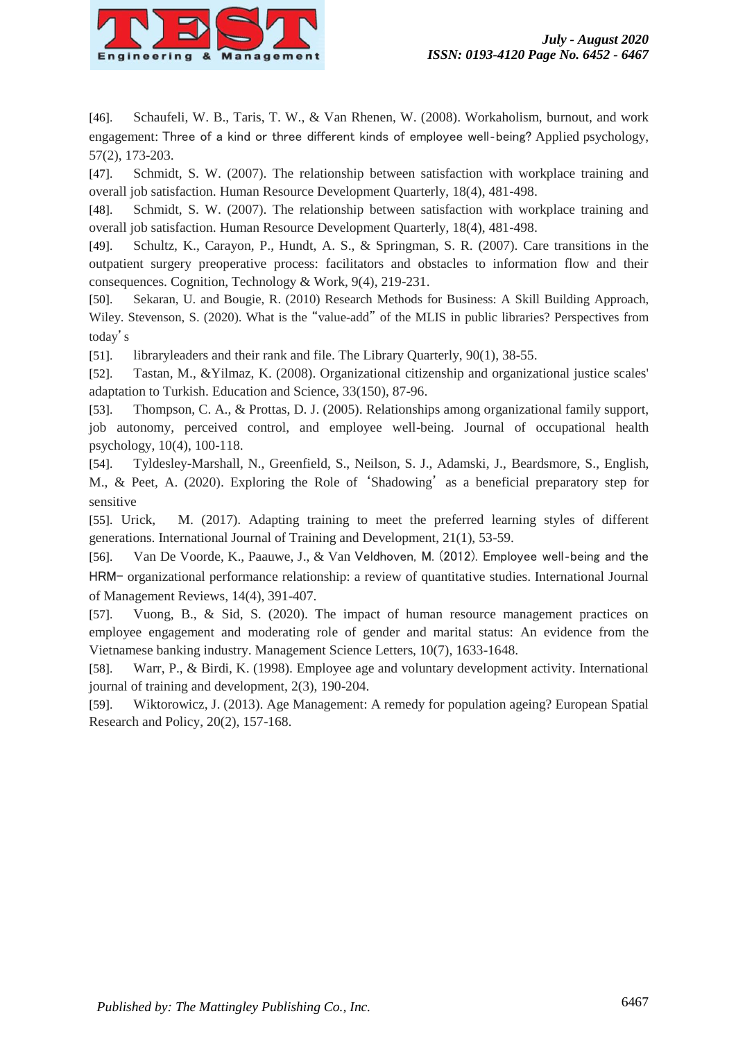[46]. Schaufeli, W. B., Taris, T. W., & Van Rhenen, W. (2008). Workaholism, burnout, and work engagement: Three of a kind or three different kinds of employee well-being? Applied psychology, 57(2), 173-203.

[47]. Schmidt, S. W. (2007). The relationship between satisfaction with workplace training and overall job satisfaction. Human Resource Development Quarterly, 18(4), 481-498.

[48]. Schmidt, S. W. (2007). The relationship between satisfaction with workplace training and overall job satisfaction. Human Resource Development Quarterly, 18(4), 481-498.

[49]. Schultz, K., Carayon, P., Hundt, A. S., & Springman, S. R. (2007). Care transitions in the outpatient surgery preoperative process: facilitators and obstacles to information flow and their consequences. Cognition, Technology & Work, 9(4), 219-231.

[50]. Sekaran, U. and Bougie, R. (2010) Research Methods for Business: A Skill Building Approach, Wiley. Stevenson, S. (2020). What is the "value-add" of the MLIS in public libraries? Perspectives from today's

[51]. libraryleaders and their rank and file. The Library Quarterly, 90(1), 38-55.

[52]. Tastan, M., &Yilmaz, K. (2008). Organizational citizenship and organizational justice scales' adaptation to Turkish. Education and Science, 33(150), 87-96.

[53]. Thompson, C. A., & Prottas, D. J. (2005). Relationships among organizational family support, job autonomy, perceived control, and employee well-being. Journal of occupational health psychology, 10(4), 100-118.

[54]. Tyldesley-Marshall, N., Greenfield, S., Neilson, S. J., Adamski, J., Beardsmore, S., English, M., & Peet, A. (2020). Exploring the Role of 'Shadowing' as a beneficial preparatory step for sensitive

[55]. Urick, M. (2017). Adapting training to meet the preferred learning styles of different generations. International Journal of Training and Development, 21(1), 53-59.

[56]. Van De Voorde, K., Paauwe, J., & Van Veldhoven, M. (2012). Employee well-being and the HRM– organizational performance relationship: a review of quantitative studies. International Journal of Management Reviews, 14(4), 391-407.

[57]. Vuong, B., & Sid, S. (2020). The impact of human resource management practices on employee engagement and moderating role of gender and marital status: An evidence from the Vietnamese banking industry. Management Science Letters, 10(7), 1633-1648.

[58]. Warr, P., & Birdi, K. (1998). Employee age and voluntary development activity. International journal of training and development, 2(3), 190-204.

[59]. Wiktorowicz, J. (2013). Age Management: A remedy for population ageing? European Spatial Research and Policy, 20(2), 157-168.